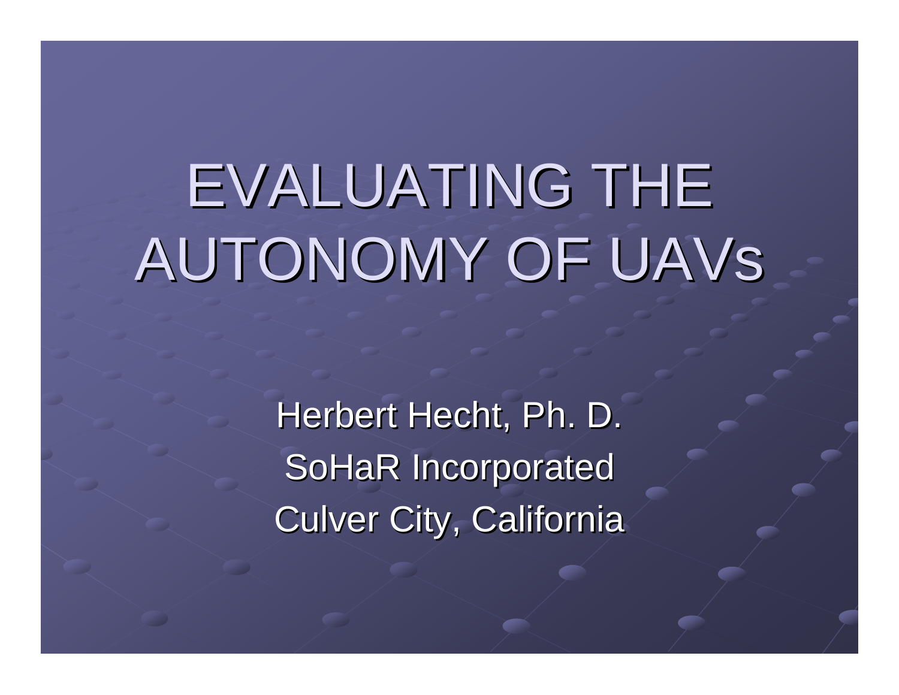# EVALUATING THE AUTONOMY OF UAVs

Herbert Hecht, Ph. D.

SoHaR Incorporated

Culver City, California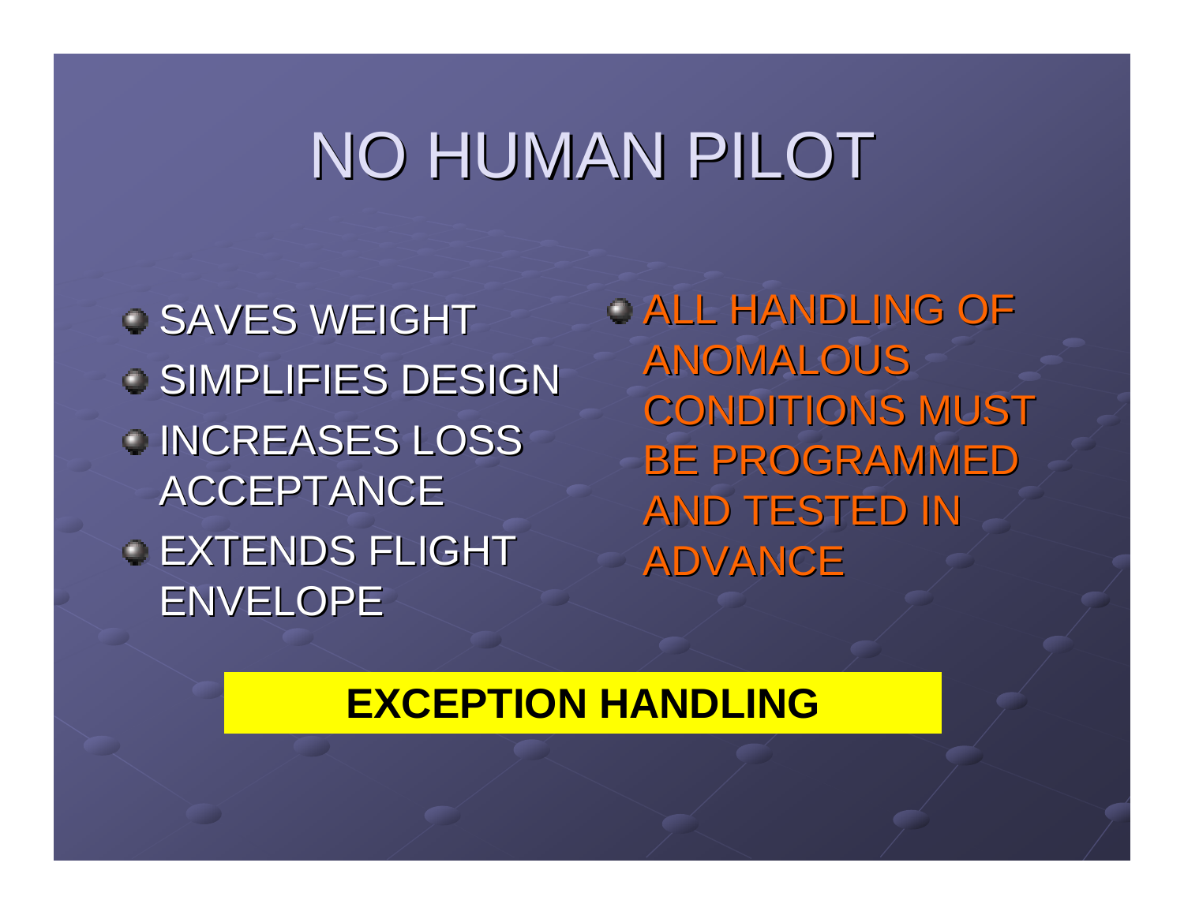# NO HUMAN PILOT

- SAVES WEIGHT
- SIMPLIFIES DESIGN
- INCREASES LOSS ACCEPTANCE
- EXTENDS FLIGHT ENVELOPE

- ALL HANDLING OF ANOMALOUS CONDITIONS MUST BE PROGRAMMED AND TESTED IN ADVANCE

**EXCEPTION HANDLING**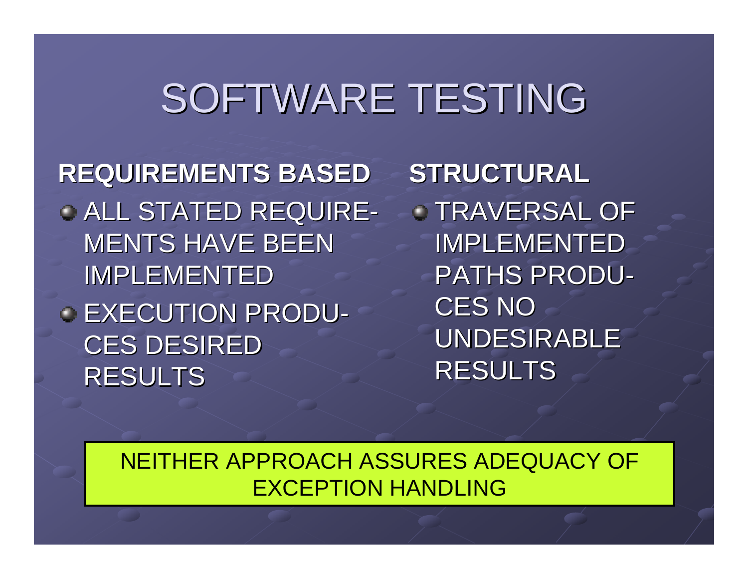# SOFTWARE TESTING

**REQUIREMENTS BASED**

- ALL STATED REQUIRE-MENTS HAVE BEEN IMPLEMENTED
- EXECUTION PRODU-CES DESIRED RESULTS

**STRUCTURAL**

- TRAVERSAL OF IMPLEMENTED PATHS PRODU-CES NO UNDESIRABLE RESULTS

NEITHER APPROACH ASSURES ADEQUACY OF EXCEPTION HANDLING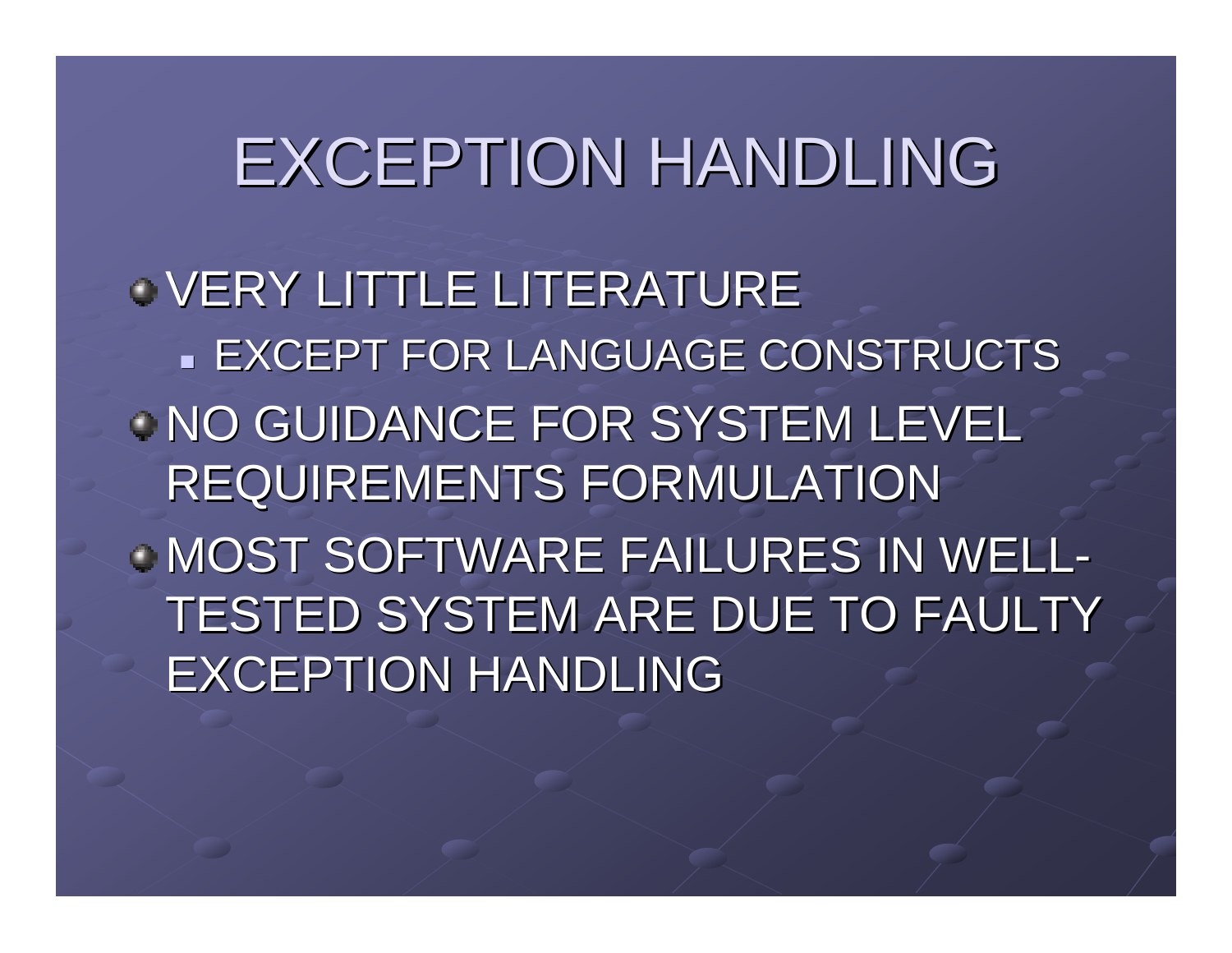# EXCEPTION HANDLING

- VERY LITTLE LITERATURE
  - EXCEPT FOR LANGUAGE CONSTRUCTS
- NO GUIDANCE FOR SYSTEM LEVEL REQUIREMENTS FORMULATION
- MOST SOFTWARE FAILURES IN WELL-TESTED SYSTEM ARE DUE TO FAULTY EXCEPTION HANDLING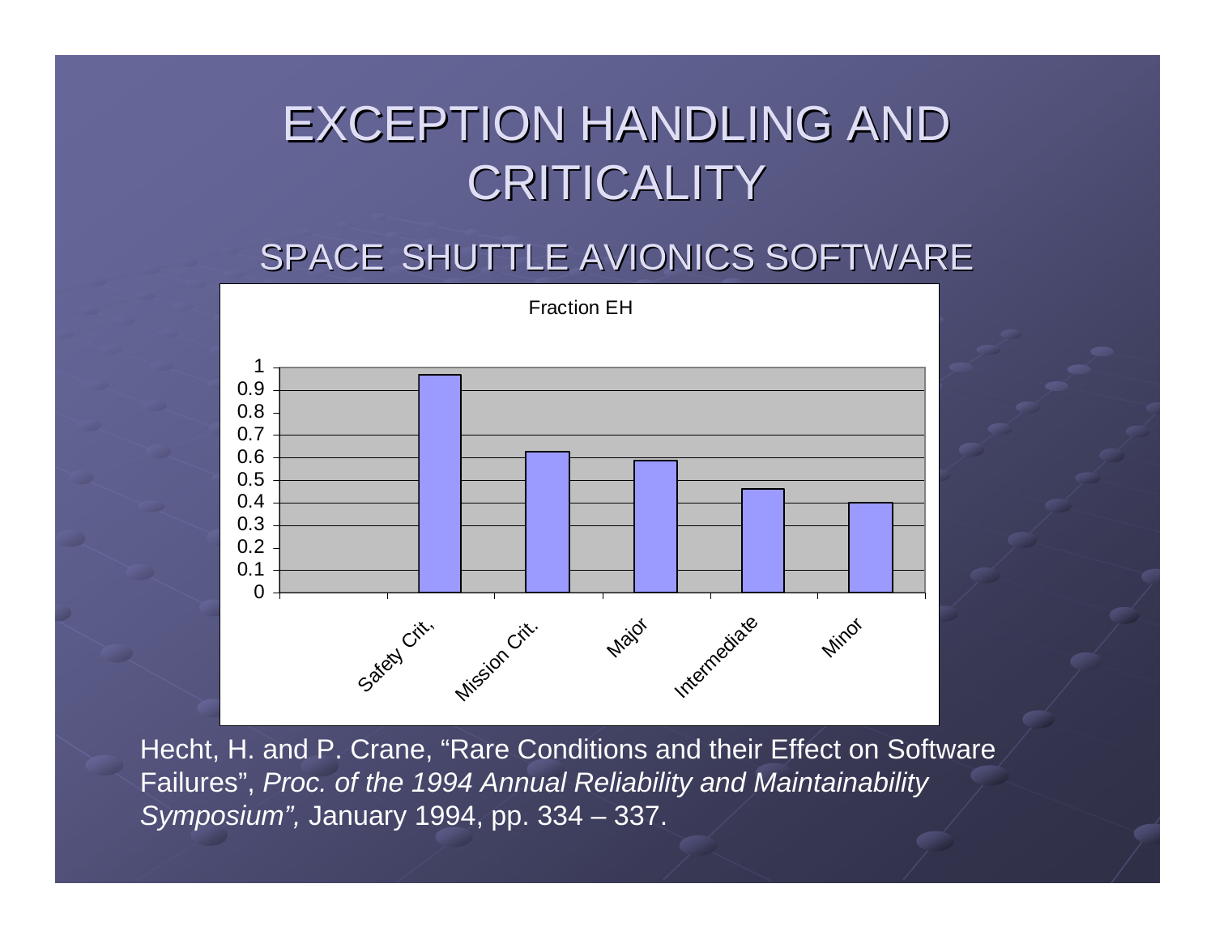# EXCEPTION HANDLING AND CRITICALITY

## SPACE SHUTTLE AVIONICS SOFTWARE

Fraction EH

| Category | Fraction EH |
|---|---|
| Safety Crit, | 0.97 |
| Mission Crit. | 0.62 |
| Major | 0.58 |
| Intermediate | 0.46 |
| Minor | 0.40 |

Hecht, H. and P. Crane, "Rare Conditions and their Effect on Software Failures", *Proc. of the 1994 Annual Reliability and Maintainability Symposium",* January 1994, pp. 334 – 337.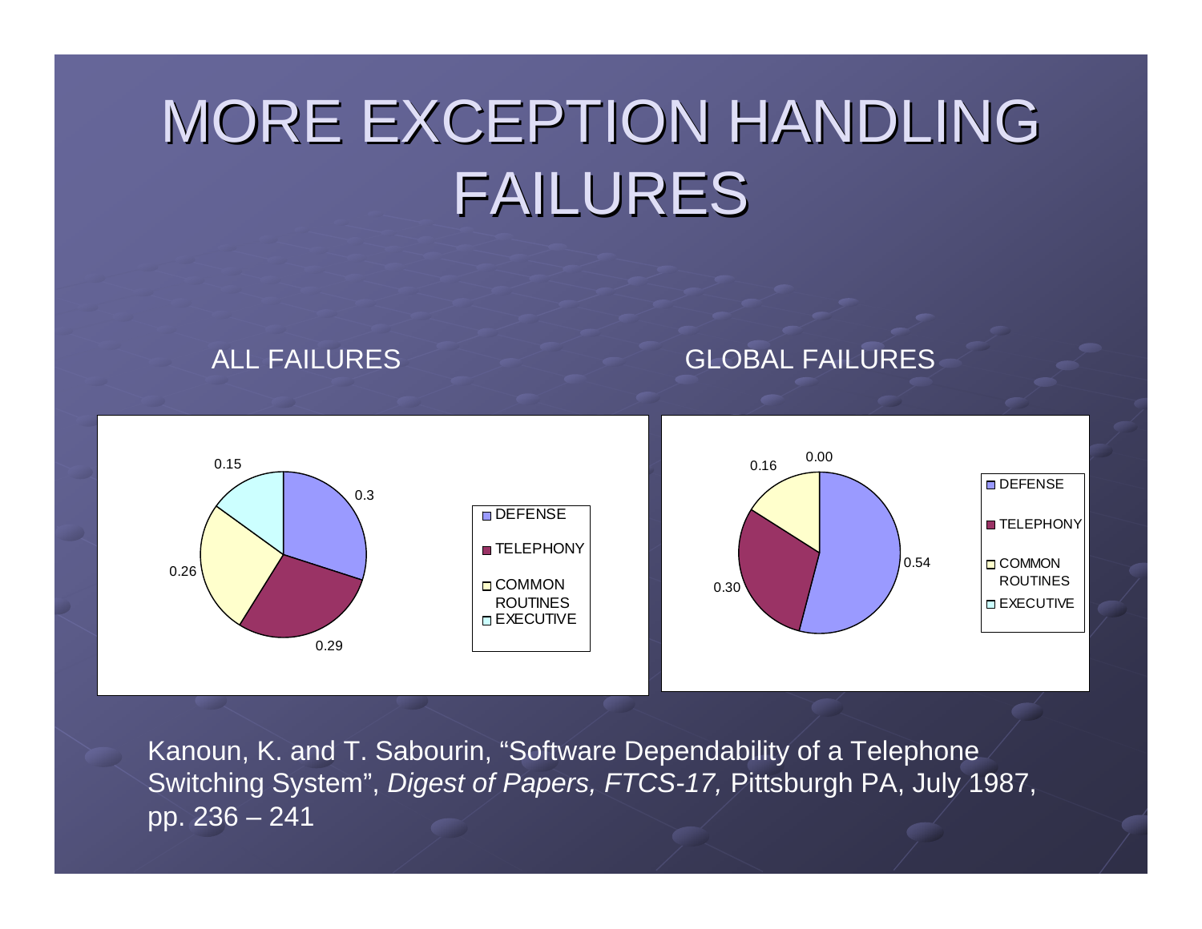# MORE EXCEPTION HANDLING FAILURES

ALL FAILURES

| Category | Value |
|---|---|
| DEFENSE | 0.3 |
| TELEPHONY | 0.29 |
| COMMON ROUTINES | 0.26 |
| EXECUTIVE | 0.15 |

GLOBAL FAILURES

| Category | Value |
|---|---|
| DEFENSE | 0.54 |
| TELEPHONY | 0.30 |
| COMMON ROUTINES | 0.16 |
| EXECUTIVE | 0.00 |

Kanoun, K. and T. Sabourin, "Software Dependability of a Telephone Switching System", *Digest of Papers, FTCS-17,* Pittsburgh PA, July 1987, pp. 236 – 241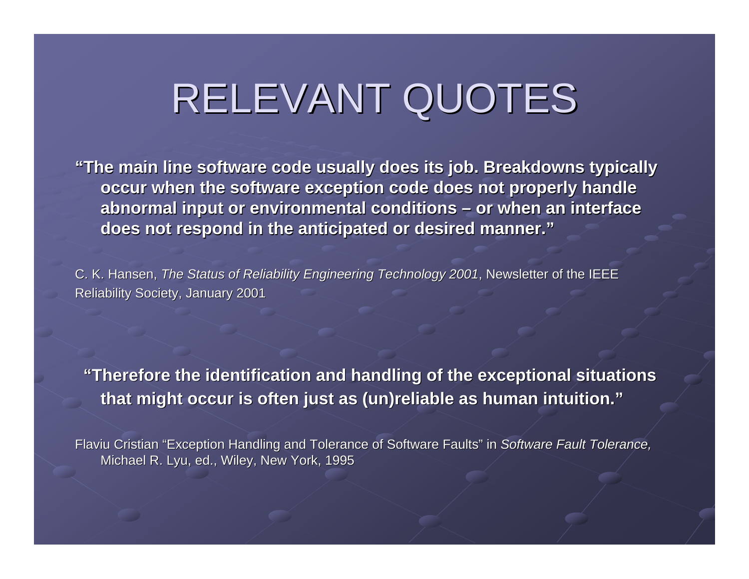# RELEVANT QUOTES

**"The main line software code usually does its job. Breakdowns typically occur when the software exception code does not properly handle abnormal input or environmental conditions – or when an interface does not respond in the anticipated or desired manner."**

C. K. Hansen, *The Status of Reliability Engineering Technology 2001*, Newsletter of the IEEE Reliability Society, January 2001

**"Therefore the identification and handling of the exceptional situations that might occur is often just as (un)reliable as human intuition."**

Flaviu Cristian "Exception Handling and Tolerance of Software Faults" in *Software Fault Tolerance,* Michael R. Lyu, ed., Wiley, New York, 1995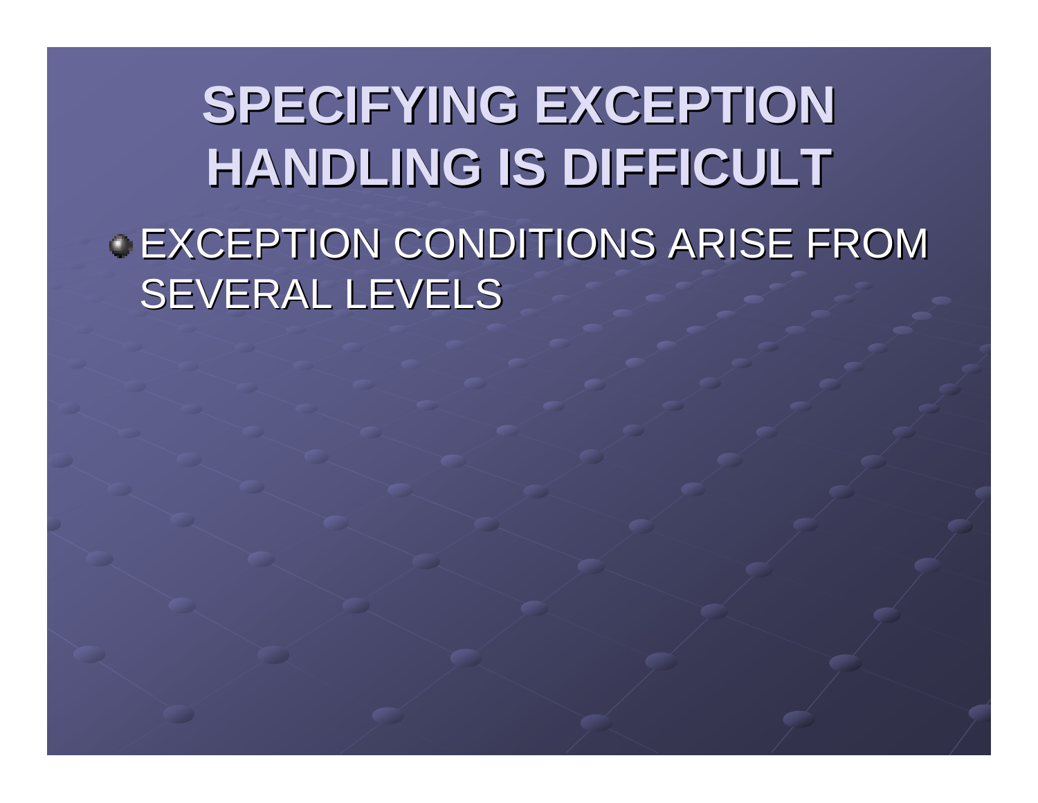# SPECIFYING EXCEPTION HANDLING IS DIFFICULT

- EXCEPTION CONDITIONS ARISE FROM SEVERAL LEVELS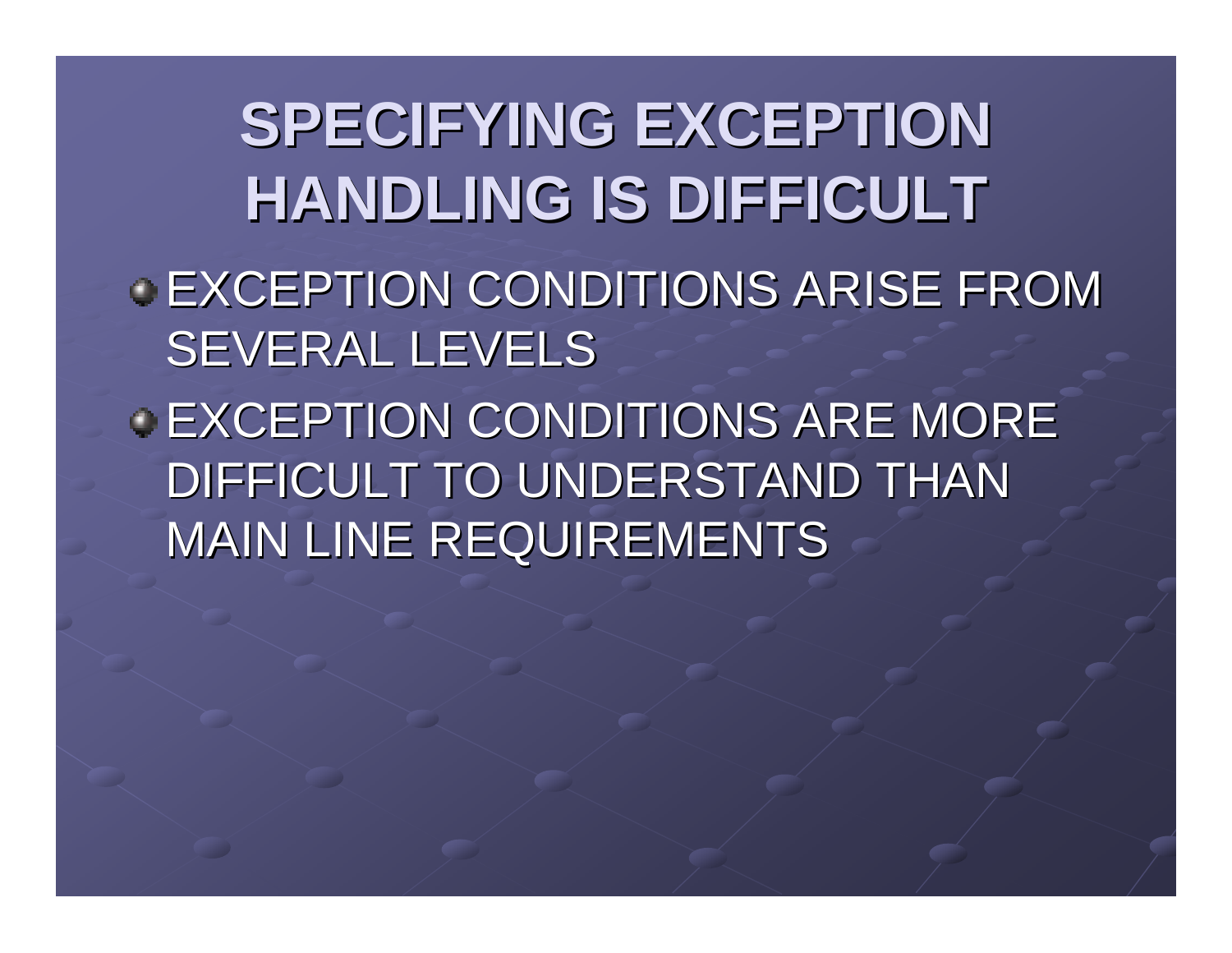# SPECIFYING EXCEPTION HANDLING IS DIFFICULT

- EXCEPTION CONDITIONS ARISE FROM SEVERAL LEVELS
- EXCEPTION CONDITIONS ARE MORE DIFFICULT TO UNDERSTAND THAN MAIN LINE REQUIREMENTS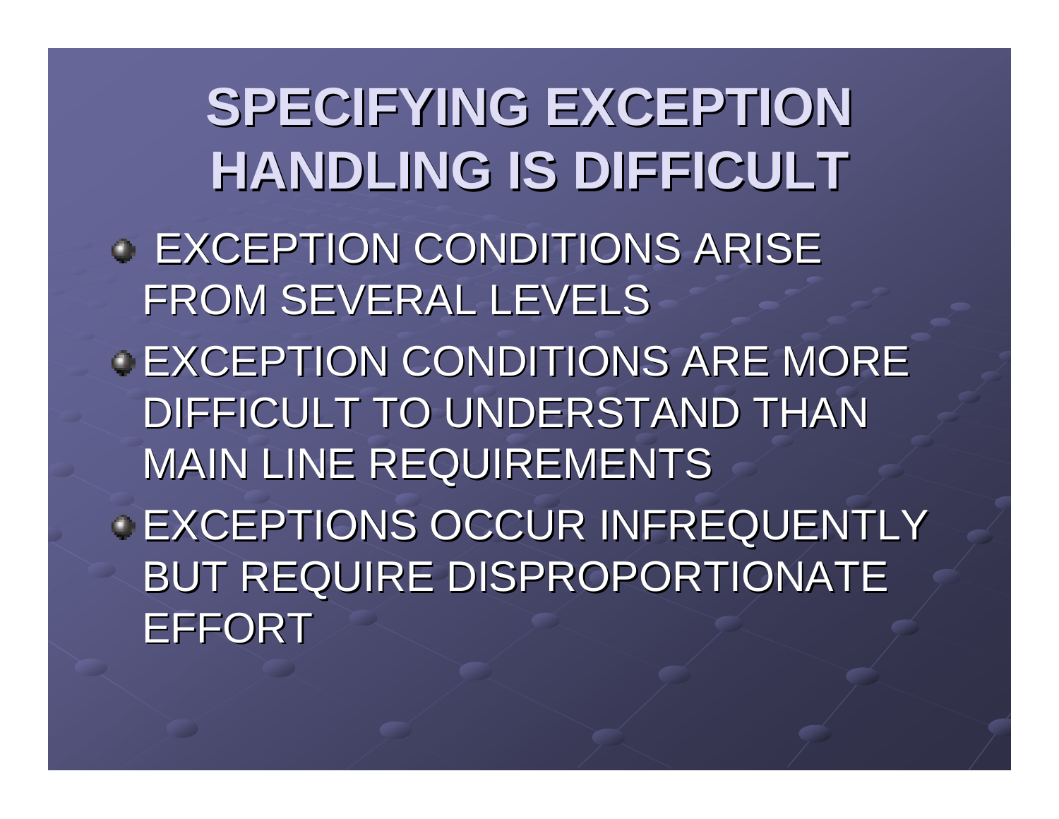# SPECIFYING EXCEPTION HANDLING IS DIFFICULT

- EXCEPTION CONDITIONS ARISE FROM SEVERAL LEVELS
- EXCEPTION CONDITIONS ARE MORE DIFFICULT TO UNDERSTAND THAN MAIN LINE REQUIREMENTS
- EXCEPTIONS OCCUR INFREQUENTLY BUT REQUIRE DISPROPORTIONATE EFFORT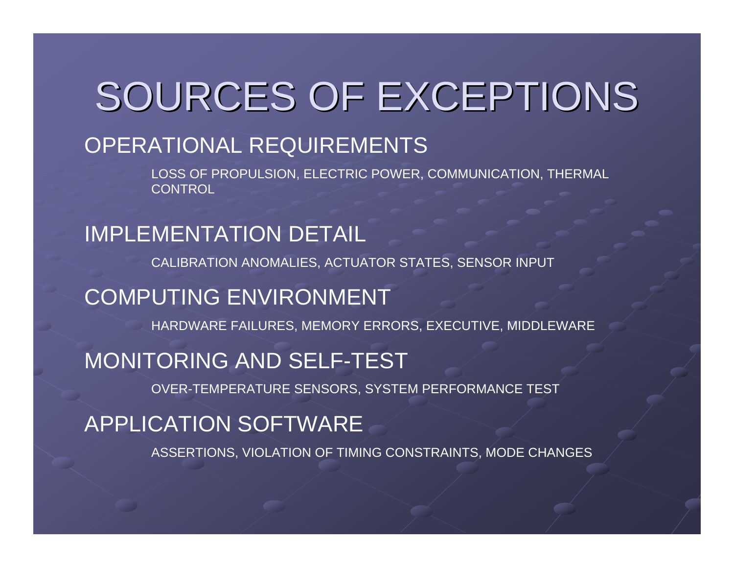# SOURCES OF EXCEPTIONS

## OPERATIONAL REQUIREMENTS

LOSS OF PROPULSION, ELECTRIC POWER, COMMUNICATION, THERMAL CONTROL

## IMPLEMENTATION DETAIL

CALIBRATION ANOMALIES, ACTUATOR STATES, SENSOR INPUT

## COMPUTING ENVIRONMENT

HARDWARE FAILURES, MEMORY ERRORS, EXECUTIVE, MIDDLEWARE

## MONITORING AND SELF-TEST

OVER-TEMPERATURE SENSORS, SYSTEM PERFORMANCE TEST

## APPLICATION SOFTWARE

ASSERTIONS, VIOLATION OF TIMING CONSTRAINTS, MODE CHANGES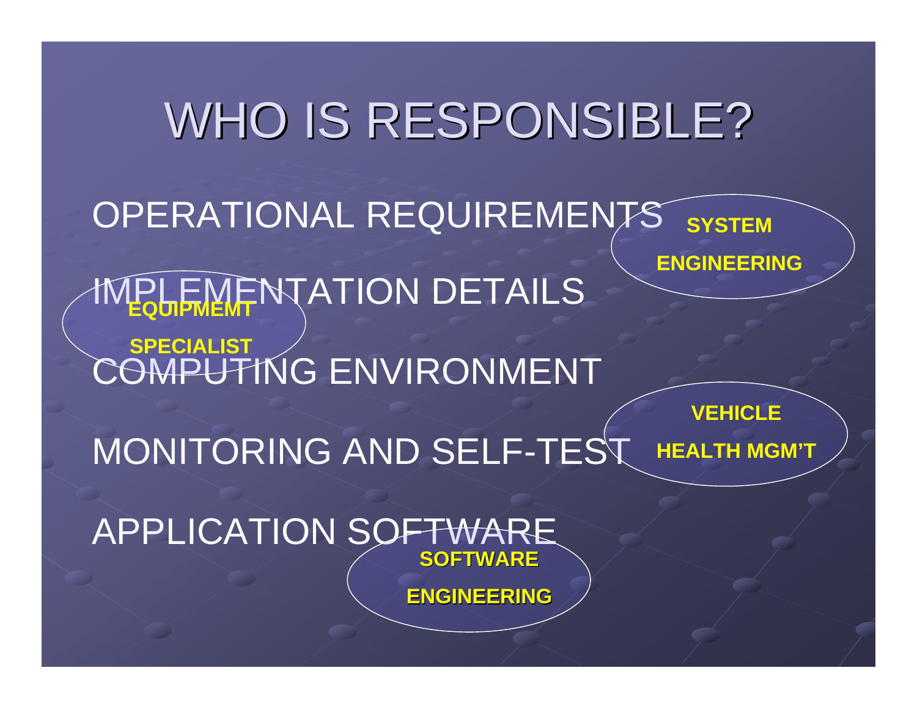# WHO IS RESPONSIBLE?

OPERATIONAL REQUIREMENTS

**SYSTEM ENGINEERING**

IMPLEMENTATION DETAILS

**EQUIPMEMT SPECIALIST**

COMPUTING ENVIRONMENT

MONITORING AND SELF-TEST

**VEHICLE HEALTH MGM'T**

APPLICATION SOFTWARE

**SOFTWARE ENGINEERING**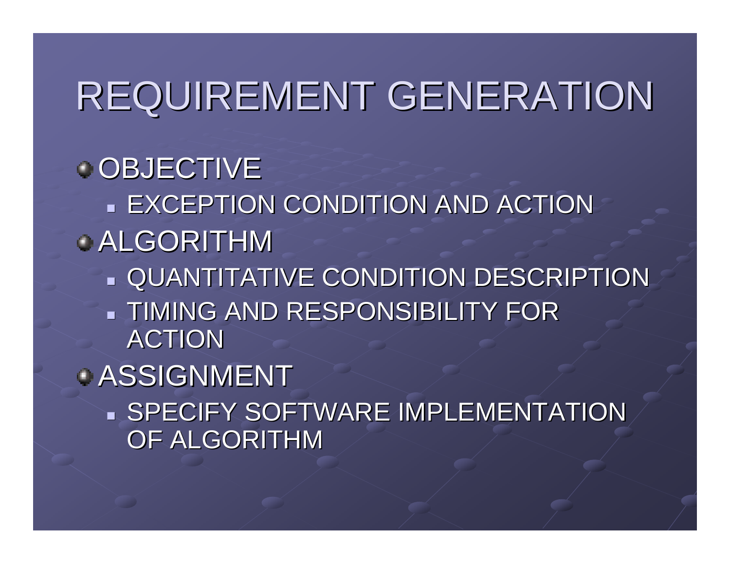# REQUIREMENT GENERATION

- OBJECTIVE
  - EXCEPTION CONDITION AND ACTION
- ALGORITHM
  - QUANTITATIVE CONDITION DESCRIPTION
  - TIMING AND RESPONSIBILITY FOR ACTION
- ASSIGNMENT
  - SPECIFY SOFTWARE IMPLEMENTATION OF ALGORITHM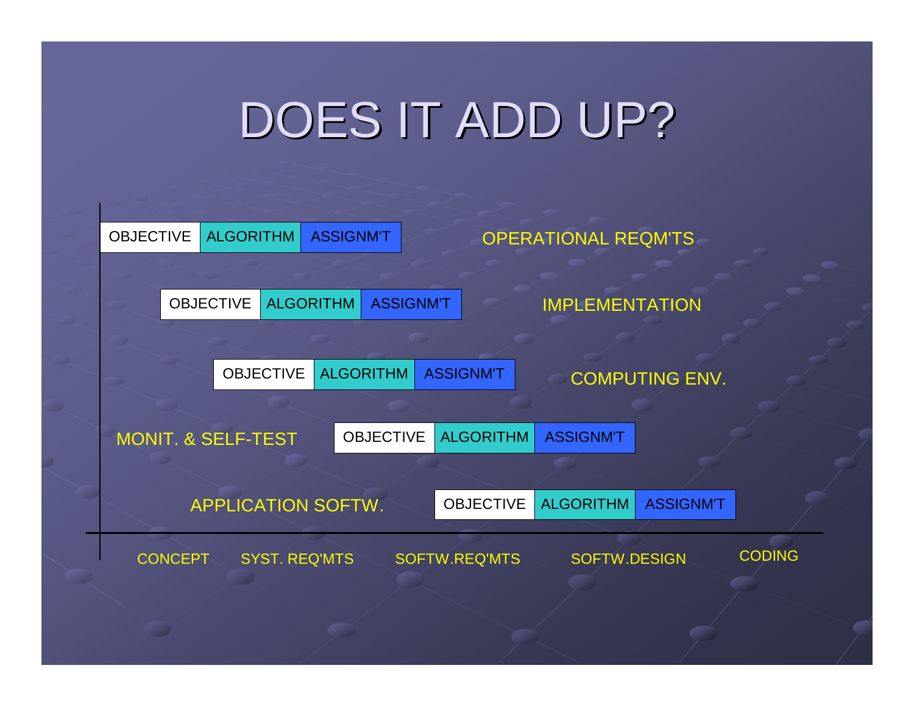# DOES IT ADD UP?

| | | | |
|---|---|---|---|
| OBJECTIVE | ALGORITHM | ASSIGNM'T | OPERATIONAL REQM'TS |
| OBJECTIVE | ALGORITHM | ASSIGNM'T | IMPLEMENTATION |
| OBJECTIVE | ALGORITHM | ASSIGNM'T | COMPUTING ENV. |
| OBJECTIVE | ALGORITHM | ASSIGNM'T | MONIT. & SELF-TEST |
| OBJECTIVE | ALGORITHM | ASSIGNM'T | APPLICATION SOFTW. |

CONCEPT — SYST. REQ'MTS — SOFTW.REQ'MTS — SOFTW.DESIGN — CODING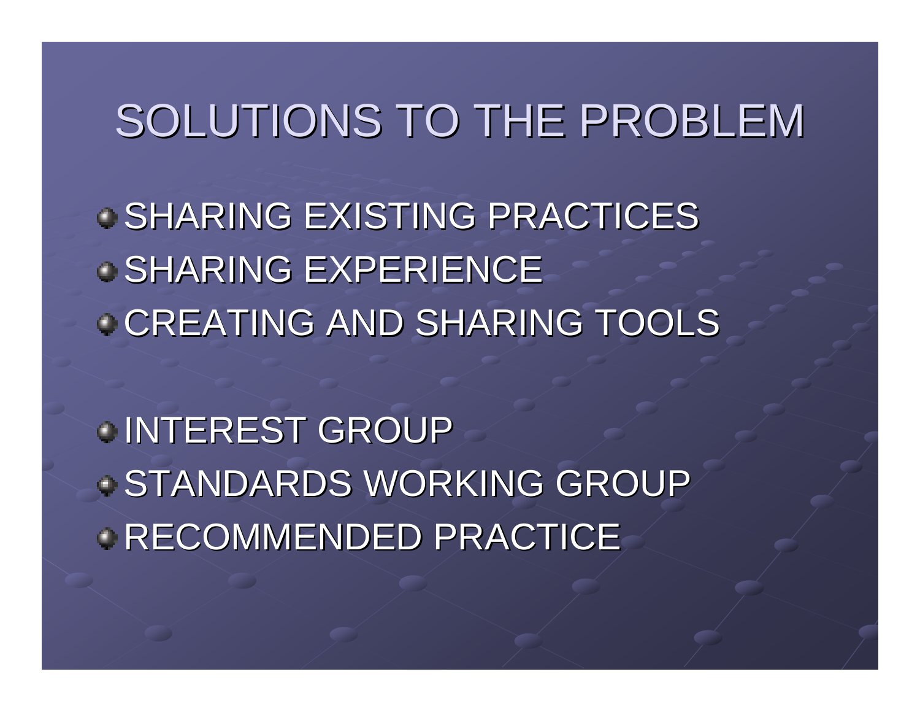# SOLUTIONS TO THE PROBLEM

- SHARING EXISTING PRACTICES
- SHARING EXPERIENCE
- CREATING AND SHARING TOOLS

- INTEREST GROUP
- STANDARDS WORKING GROUP
- RECOMMENDED PRACTICE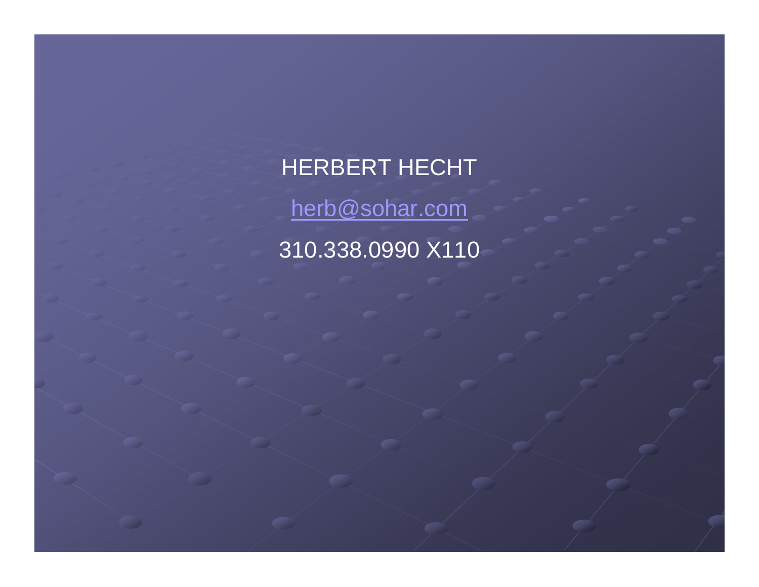HERBERT HECHT

herb@sohar.com

310.338.0990 X110